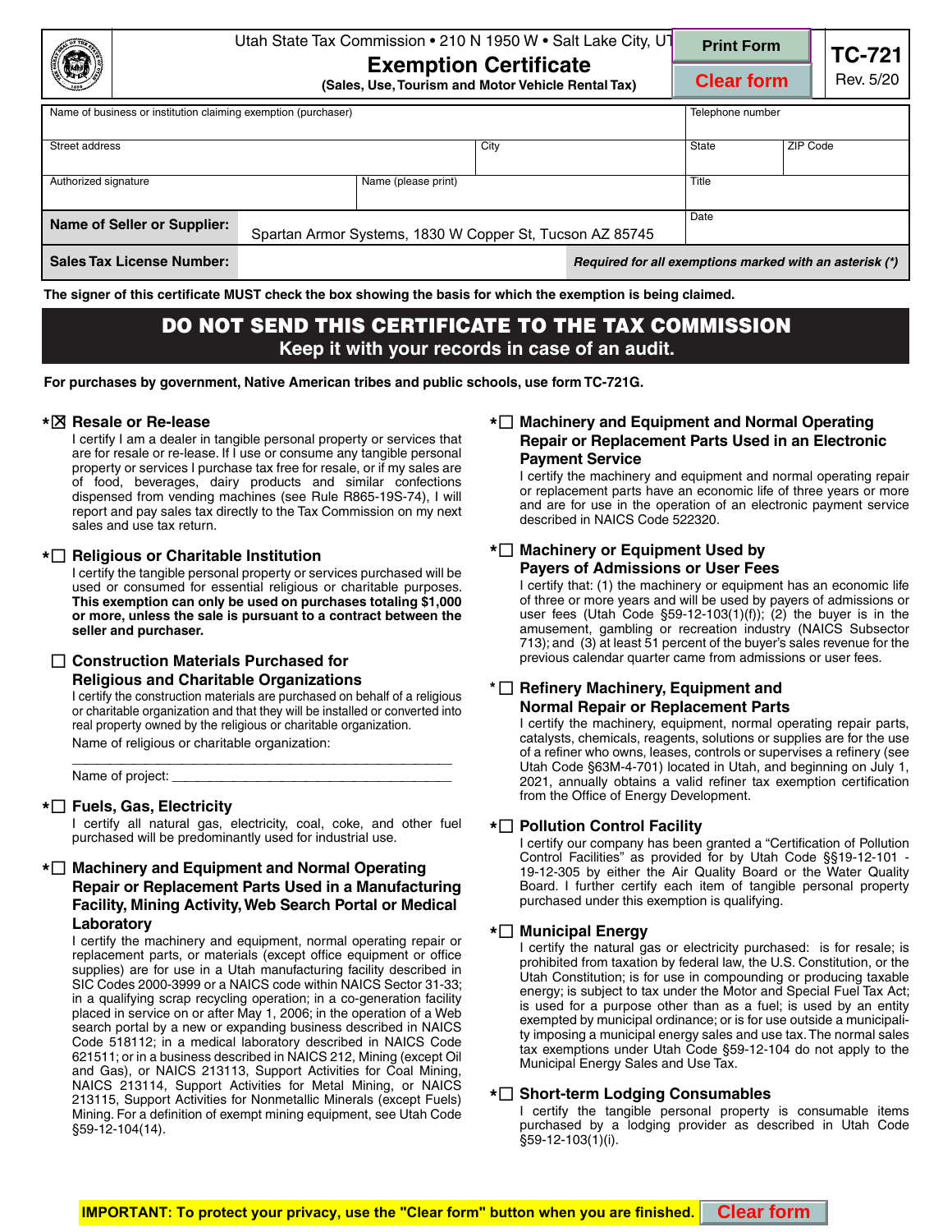Utah State Tax Commission • 210 N 1950 W • Salt Lake City, UT

# Exemption Certificate

**(Sales, Use, Tourism and Motor Vehicle Rental Tax)**

**TC-721**
Rev. 5/20

Print Form | Clear form

| Name of business or institution claiming exemption (purchaser) | | | Telephone number | |
|---|---|---|---|---|
| Street address | | City | State | ZIP Code |
| Authorized signature | Name (please print) | | Title | |
| **Name of Seller or Supplier:** | Spartan Armor Systems, 1830 W Copper St, Tucson AZ 85745 | | Date | |
| **Sales Tax License Number:** | | *Required for all exemptions marked with an asterisk (\*)* | | |

**The signer of this certificate MUST check the box showing the basis for which the exemption is being claimed.**

## DO NOT SEND THIS CERTIFICATE TO THE TAX COMMISSION

**Keep it with your records in case of an audit.**

**For purchases by government, Native American tribes and public schools, use form TC-721G.**

### \*☒ Resale or Re-lease

I certify I am a dealer in tangible personal property or services that are for resale or re-lease. If I use or consume any tangible personal property or services I purchase tax free for resale, or if my sales are of food, beverages, dairy products and similar confections dispensed from vending machines (see Rule R865-19S-74), I will report and pay sales tax directly to the Tax Commission on my next sales and use tax return.

### \*☐ Religious or Charitable Institution

I certify the tangible personal property or services purchased will be used or consumed for essential religious or charitable purposes. **This exemption can only be used on purchases totaling $1,000 or more, unless the sale is pursuant to a contract between the seller and purchaser.**

### ☐ Construction Materials Purchased for Religious and Charitable Organizations

I certify the construction materials are purchased on behalf of a religious or charitable organization and that they will be installed or converted into real property owned by the religious or charitable organization.

Name of religious or charitable organization:

_______________________________________________

Name of project: ________________________________

### \*☐ Fuels, Gas, Electricity

I certify all natural gas, electricity, coal, coke, and other fuel purchased will be predominantly used for industrial use.

### \*☐ Machinery and Equipment and Normal Operating Repair or Replacement Parts Used in a Manufacturing Facility, Mining Activity, Web Search Portal or Medical Laboratory

I certify the machinery and equipment, normal operating repair or replacement parts, or materials (except office equipment or office supplies) are for use in a Utah manufacturing facility described in SIC Codes 2000-3999 or a NAICS code within NAICS Sector 31-33; in a qualifying scrap recycling operation; in a co-generation facility placed in service on or after May 1, 2006; in the operation of a Web search portal by a new or expanding business described in NAICS Code 518112; in a medical laboratory described in NAICS Code 621511; or in a business described in NAICS 212, Mining (except Oil and Gas), or NAICS 213113, Support Activities for Coal Mining, NAICS 213114, Support Activities for Metal Mining, or NAICS 213115, Support Activities for Nonmetallic Minerals (except Fuels) Mining. For a definition of exempt mining equipment, see Utah Code §59-12-104(14).

### \*☐ Machinery and Equipment and Normal Operating Repair or Replacement Parts Used in an Electronic Payment Service

I certify the machinery and equipment and normal operating repair or replacement parts have an economic life of three years or more and are for use in the operation of an electronic payment service described in NAICS Code 522320.

### \*☐ Machinery or Equipment Used by Payers of Admissions or User Fees

I certify that: (1) the machinery or equipment has an economic life of three or more years and will be used by payers of admissions or user fees (Utah Code §59-12-103(1)(f)); (2) the buyer is in the amusement, gambling or recreation industry (NAICS Subsector 713); and (3) at least 51 percent of the buyer's sales revenue for the previous calendar quarter came from admissions or user fees.

### \*☐ Refinery Machinery, Equipment and Normal Repair or Replacement Parts

I certify the machinery, equipment, normal operating repair parts, catalysts, chemicals, reagents, solutions or supplies are for the use of a refiner who owns, leases, controls or supervises a refinery (see Utah Code §63M-4-701) located in Utah, and beginning on July 1, 2021, annually obtains a valid refiner tax exemption certification from the Office of Energy Development.

### \*☐ Pollution Control Facility

I certify our company has been granted a "Certification of Pollution Control Facilities" as provided for by Utah Code §§19-12-101 - 19-12-305 by either the Air Quality Board or the Water Quality Board. I further certify each item of tangible personal property purchased under this exemption is qualifying.

### \*☐ Municipal Energy

I certify the natural gas or electricity purchased: is for resale; is prohibited from taxation by federal law, the U.S. Constitution, or the Utah Constitution; is for use in compounding or producing taxable energy; is subject to tax under the Motor and Special Fuel Tax Act; is used for a purpose other than as a fuel; is used by an entity exempted by municipal ordinance; or is for use outside a municipality imposing a municipal energy sales and use tax. The normal sales tax exemptions under Utah Code §59-12-104 do not apply to the Municipal Energy Sales and Use Tax.

### \*☐ Short-term Lodging Consumables

I certify the tangible personal property is consumable items purchased by a lodging provider as described in Utah Code §59-12-103(1)(i).

**IMPORTANT: To protect your privacy, use the "Clear form" button when you are finished.** Clear form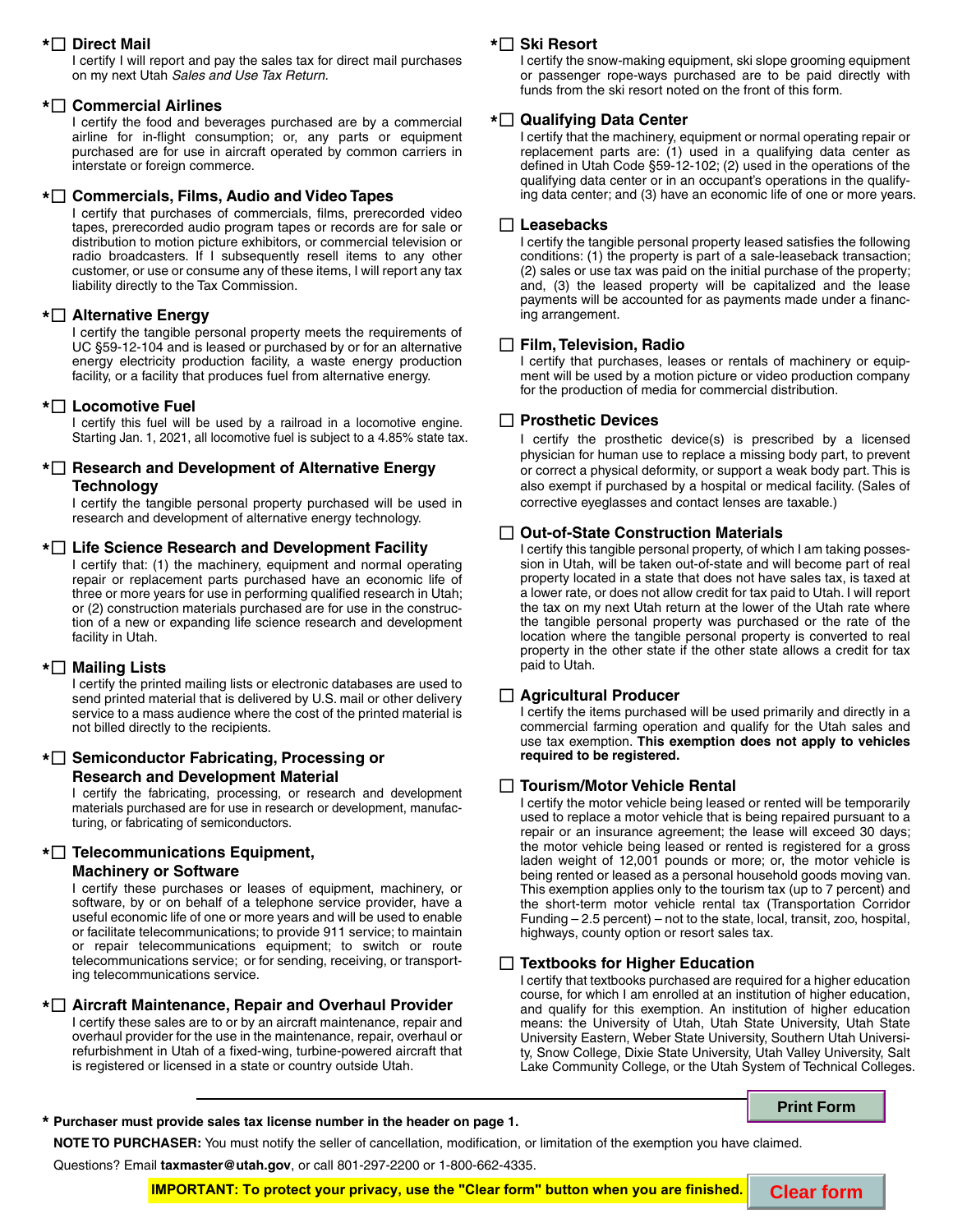*☐ **Direct Mail**
I certify I will report and pay the sales tax for direct mail purchases on my next Utah *Sales and Use Tax Return.*

*☐ **Commercial Airlines**
I certify the food and beverages purchased are by a commercial airline for in-flight consumption; or, any parts or equipment purchased are for use in aircraft operated by common carriers in interstate or foreign commerce.

*☐ **Commercials, Films, Audio and Video Tapes**
I certify that purchases of commercials, films, prerecorded video tapes, prerecorded audio program tapes or records are for sale or distribution to motion picture exhibitors, or commercial television or radio broadcasters. If I subsequently resell items to any other customer, or use or consume any of these items, I will report any tax liability directly to the Tax Commission.

*☐ **Alternative Energy**
I certify the tangible personal property meets the requirements of UC §59-12-104 and is leased or purchased by or for an alternative energy electricity production facility, a waste energy production facility, or a facility that produces fuel from alternative energy.

*☐ **Locomotive Fuel**
I certify this fuel will be used by a railroad in a locomotive engine. Starting Jan. 1, 2021, all locomotive fuel is subject to a 4.85% state tax.

*☐ **Research and Development of Alternative Energy Technology**
I certify the tangible personal property purchased will be used in research and development of alternative energy technology.

*☐ **Life Science Research and Development Facility**
I certify that: (1) the machinery, equipment and normal operating repair or replacement parts purchased have an economic life of three or more years for use in performing qualified research in Utah; or (2) construction materials purchased are for use in the construction of a new or expanding life science research and development facility in Utah.

*☐ **Mailing Lists**
I certify the printed mailing lists or electronic databases are used to send printed material that is delivered by U.S. mail or other delivery service to a mass audience where the cost of the printed material is not billed directly to the recipients.

*☐ **Semiconductor Fabricating, Processing or Research and Development Material**
I certify the fabricating, processing, or research and development materials purchased are for use in research or development, manufacturing, or fabricating of semiconductors.

*☐ **Telecommunications Equipment, Machinery or Software**
I certify these purchases or leases of equipment, machinery, or software, by or on behalf of a telephone service provider, have a useful economic life of one or more years and will be used to enable or facilitate telecommunications; to provide 911 service; to maintain or repair telecommunications equipment; to switch or route telecommunications service; or for sending, receiving, or transporting telecommunications service.

*☐ **Aircraft Maintenance, Repair and Overhaul Provider**
I certify these sales are to or by an aircraft maintenance, repair and overhaul provider for the use in the maintenance, repair, overhaul or refurbishment in Utah of a fixed-wing, turbine-powered aircraft that is registered or licensed in a state or country outside Utah.

*☐ **Ski Resort**
I certify the snow-making equipment, ski slope grooming equipment or passenger rope-ways purchased are to be paid directly with funds from the ski resort noted on the front of this form.

*☐ **Qualifying Data Center**
I certify that the machinery, equipment or normal operating repair or replacement parts are: (1) used in a qualifying data center as defined in Utah Code §59-12-102; (2) used in the operations of the qualifying data center or in an occupant's operations in the qualifying data center; and (3) have an economic life of one or more years.

☐ **Leasebacks**
I certify the tangible personal property leased satisfies the following conditions: (1) the property is part of a sale-leaseback transaction; (2) sales or use tax was paid on the initial purchase of the property; and, (3) the leased property will be capitalized and the lease payments will be accounted for as payments made under a financing arrangement.

☐ **Film, Television, Radio**
I certify that purchases, leases or rentals of machinery or equipment will be used by a motion picture or video production company for the production of media for commercial distribution.

☐ **Prosthetic Devices**
I certify the prosthetic device(s) is prescribed by a licensed physician for human use to replace a missing body part, to prevent or correct a physical deformity, or support a weak body part. This is also exempt if purchased by a hospital or medical facility. (Sales of corrective eyeglasses and contact lenses are taxable.)

☐ **Out-of-State Construction Materials**
I certify this tangible personal property, of which I am taking possession in Utah, will be taken out-of-state and will become part of real property located in a state that does not have sales tax, is taxed at a lower rate, or does not allow credit for tax paid to Utah. I will report the tax on my next Utah return at the lower of the Utah rate where the tangible personal property was purchased or the rate of the location where the tangible personal property is converted to real property in the other state if the other state allows a credit for tax paid to Utah.

☐ **Agricultural Producer**
I certify the items purchased will be used primarily and directly in a commercial farming operation and qualify for the Utah sales and use tax exemption. **This exemption does not apply to vehicles required to be registered.**

☐ **Tourism/Motor Vehicle Rental**
I certify the motor vehicle being leased or rented will be temporarily used to replace a motor vehicle that is being repaired pursuant to a repair or an insurance agreement; the lease will exceed 30 days; the motor vehicle being leased or rented is registered for a gross laden weight of 12,001 pounds or more; or, the motor vehicle is being rented or leased as a personal household goods moving van. This exemption applies only to the tourism tax (up to 7 percent) and the short-term motor vehicle rental tax (Transportation Corridor Funding – 2.5 percent) – not to the state, local, transit, zoo, hospital, highways, county option or resort sales tax.

☐ **Textbooks for Higher Education**
I certify that textbooks purchased are required for a higher education course, for which I am enrolled at an institution of higher education, and qualify for this exemption. An institution of higher education means: the University of Utah, Utah State University, Utah State University Eastern, Weber State University, Southern Utah University, Snow College, Dixie State University, Utah Valley University, Salt Lake Community College, or the Utah System of Technical Colleges.

Print Form

**\* Purchaser must provide sales tax license number in the header on page 1.**

**NOTE TO PURCHASER:** You must notify the seller of cancellation, modification, or limitation of the exemption you have claimed.

Questions? Email **taxmaster@utah.gov**, or call 801-297-2200 or 1-800-662-4335.

**IMPORTANT: To protect your privacy, use the "Clear form" button when you are finished.**

Clear form